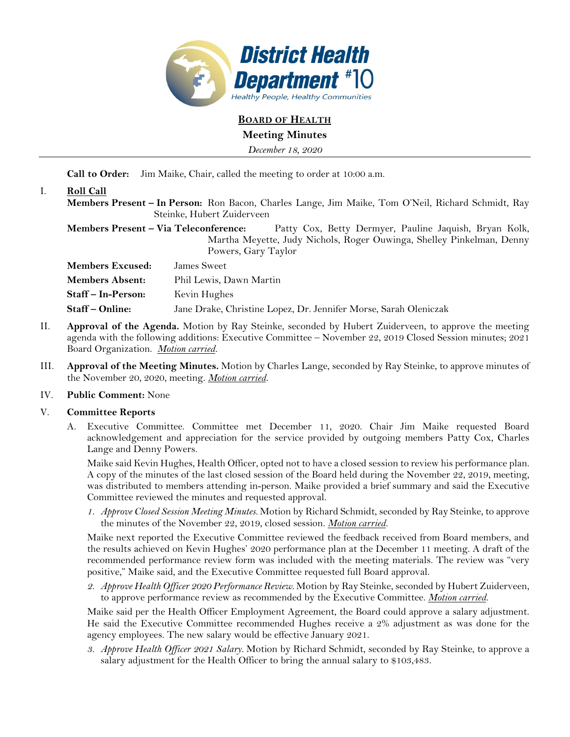District Health Department #10
Healthy People, Healthy Communities

# BOARD OF HEALTH

## Meeting Minutes

*December 18, 2020*

---

**Call to Order:** Jim Maike, Chair, called the meeting to order at 10:00 a.m.

I. **Roll Call**

**Members Present – In Person:** Ron Bacon, Charles Lange, Jim Maike, Tom O'Neil, Richard Schmidt, Ray Steinke, Hubert Zuiderveen

**Members Present – Via Teleconference:** Patty Cox, Betty Dermyer, Pauline Jaquish, Bryan Kolk, Martha Meyette, Judy Nichols, Roger Ouwinga, Shelley Pinkelman, Denny Powers, Gary Taylor

**Members Excused:** James Sweet

**Members Absent:** Phil Lewis, Dawn Martin

**Staff – In-Person:** Kevin Hughes

**Staff – Online:** Jane Drake, Christine Lopez, Dr. Jennifer Morse, Sarah Oleniczak

II. **Approval of the Agenda.** Motion by Ray Steinke, seconded by Hubert Zuiderveen, to approve the meeting agenda with the following additions: Executive Committee – November 22, 2019 Closed Session minutes; 2021 Board Organization. *Motion carried.*

III. **Approval of the Meeting Minutes.** Motion by Charles Lange, seconded by Ray Steinke, to approve minutes of the November 20, 2020, meeting. *Motion carried.*

IV. **Public Comment:** None

V. **Committee Reports**

A. Executive Committee. Committee met December 11, 2020. Chair Jim Maike requested Board acknowledgement and appreciation for the service provided by outgoing members Patty Cox, Charles Lange and Denny Powers.

Maike said Kevin Hughes, Health Officer, opted not to have a closed session to review his performance plan. A copy of the minutes of the last closed session of the Board held during the November 22, 2019, meeting, was distributed to members attending in-person. Maike provided a brief summary and said the Executive Committee reviewed the minutes and requested approval.

1. *Approve Closed Session Meeting Minutes.* Motion by Richard Schmidt, seconded by Ray Steinke, to approve the minutes of the November 22, 2019, closed session. *Motion carried.*

Maike next reported the Executive Committee reviewed the feedback received from Board members, and the results achieved on Kevin Hughes' 2020 performance plan at the December 11 meeting. A draft of the recommended performance review form was included with the meeting materials. The review was "very positive," Maike said, and the Executive Committee requested full Board approval.

2. *Approve Health Officer 2020 Performance Review.* Motion by Ray Steinke, seconded by Hubert Zuiderveen, to approve performance review as recommended by the Executive Committee. *Motion carried.*

Maike said per the Health Officer Employment Agreement, the Board could approve a salary adjustment. He said the Executive Committee recommended Hughes receive a 2% adjustment as was done for the agency employees. The new salary would be effective January 2021.

3. *Approve Health Officer 2021 Salary.* Motion by Richard Schmidt, seconded by Ray Steinke, to approve a salary adjustment for the Health Officer to bring the annual salary to $103,483.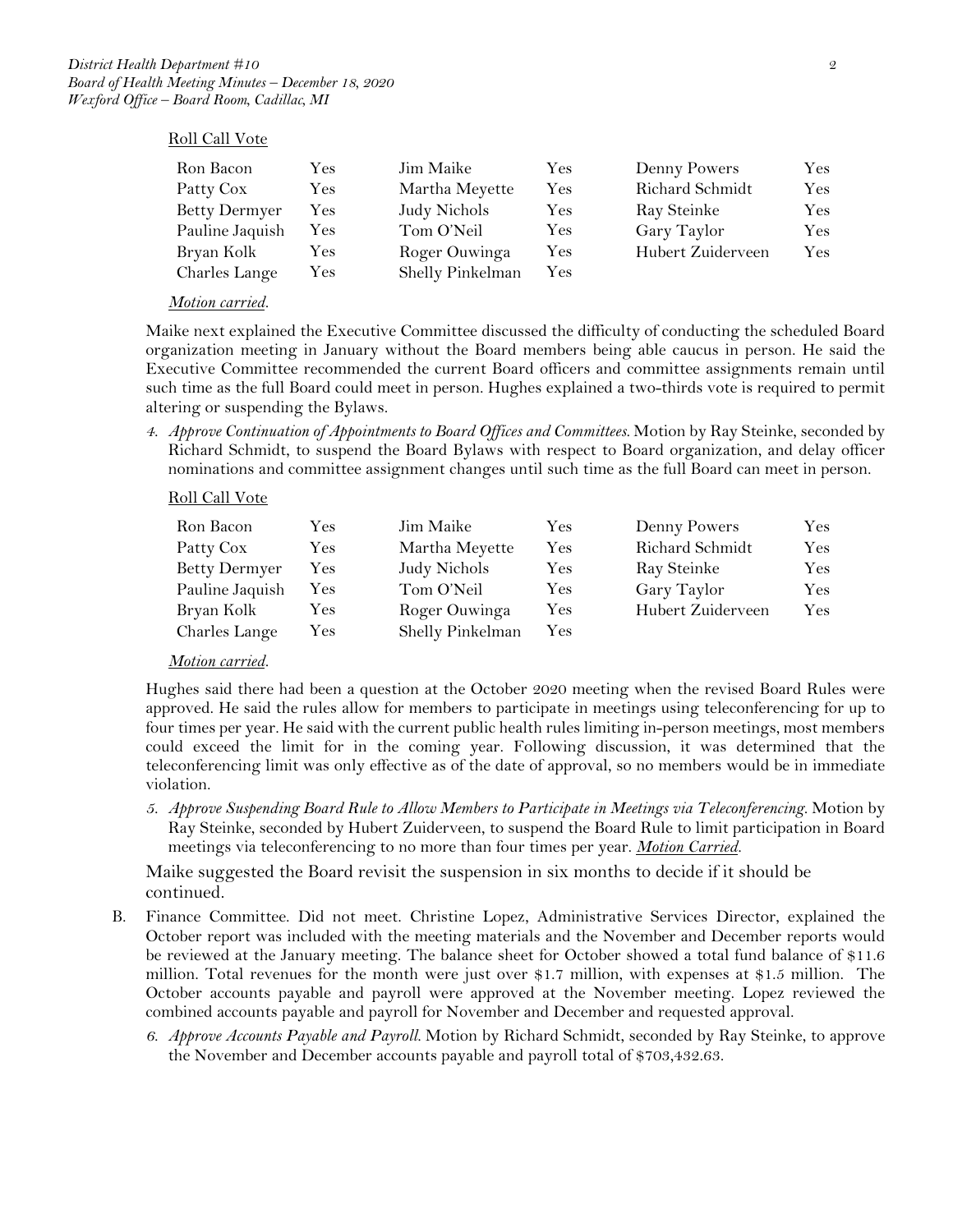Roll Call Vote

| | | | | | |
|---|---|---|---|---|---|
| Ron Bacon | Yes | Jim Maike | Yes | Denny Powers | Yes |
| Patty Cox | Yes | Martha Meyette | Yes | Richard Schmidt | Yes |
| Betty Dermyer | Yes | Judy Nichols | Yes | Ray Steinke | Yes |
| Pauline Jaquish | Yes | Tom O'Neil | Yes | Gary Taylor | Yes |
| Bryan Kolk | Yes | Roger Ouwinga | Yes | Hubert Zuiderveen | Yes |
| Charles Lange | Yes | Shelly Pinkelman | Yes | | |

*Motion carried.*

Maike next explained the Executive Committee discussed the difficulty of conducting the scheduled Board organization meeting in January without the Board members being able caucus in person. He said the Executive Committee recommended the current Board officers and committee assignments remain until such time as the full Board could meet in person. Hughes explained a two-thirds vote is required to permit altering or suspending the Bylaws.

4. *Approve Continuation of Appointments to Board Offices and Committees.* Motion by Ray Steinke, seconded by Richard Schmidt, to suspend the Board Bylaws with respect to Board organization, and delay officer nominations and committee assignment changes until such time as the full Board can meet in person.

Roll Call Vote

| | | | | | |
|---|---|---|---|---|---|
| Ron Bacon | Yes | Jim Maike | Yes | Denny Powers | Yes |
| Patty Cox | Yes | Martha Meyette | Yes | Richard Schmidt | Yes |
| Betty Dermyer | Yes | Judy Nichols | Yes | Ray Steinke | Yes |
| Pauline Jaquish | Yes | Tom O'Neil | Yes | Gary Taylor | Yes |
| Bryan Kolk | Yes | Roger Ouwinga | Yes | Hubert Zuiderveen | Yes |
| Charles Lange | Yes | Shelly Pinkelman | Yes | | |

*Motion carried.*

Hughes said there had been a question at the October 2020 meeting when the revised Board Rules were approved. He said the rules allow for members to participate in meetings using teleconferencing for up to four times per year. He said with the current public health rules limiting in-person meetings, most members could exceed the limit for in the coming year. Following discussion, it was determined that the teleconferencing limit was only effective as of the date of approval, so no members would be in immediate violation.

5. *Approve Suspending Board Rule to Allow Members to Participate in Meetings via Teleconferencing.* Motion by Ray Steinke, seconded by Hubert Zuiderveen, to suspend the Board Rule to limit participation in Board meetings via teleconferencing to no more than four times per year. ***Motion Carried.***

Maike suggested the Board revisit the suspension in six months to decide if it should be continued.

B. Finance Committee. Did not meet. Christine Lopez, Administrative Services Director, explained the October report was included with the meeting materials and the November and December reports would be reviewed at the January meeting. The balance sheet for October showed a total fund balance of $11.6 million. Total revenues for the month were just over $1.7 million, with expenses at $1.5 million. The October accounts payable and payroll were approved at the November meeting. Lopez reviewed the combined accounts payable and payroll for November and December and requested approval.

6. *Approve Accounts Payable and Payroll.* Motion by Richard Schmidt, seconded by Ray Steinke, to approve the November and December accounts payable and payroll total of $703,432.63.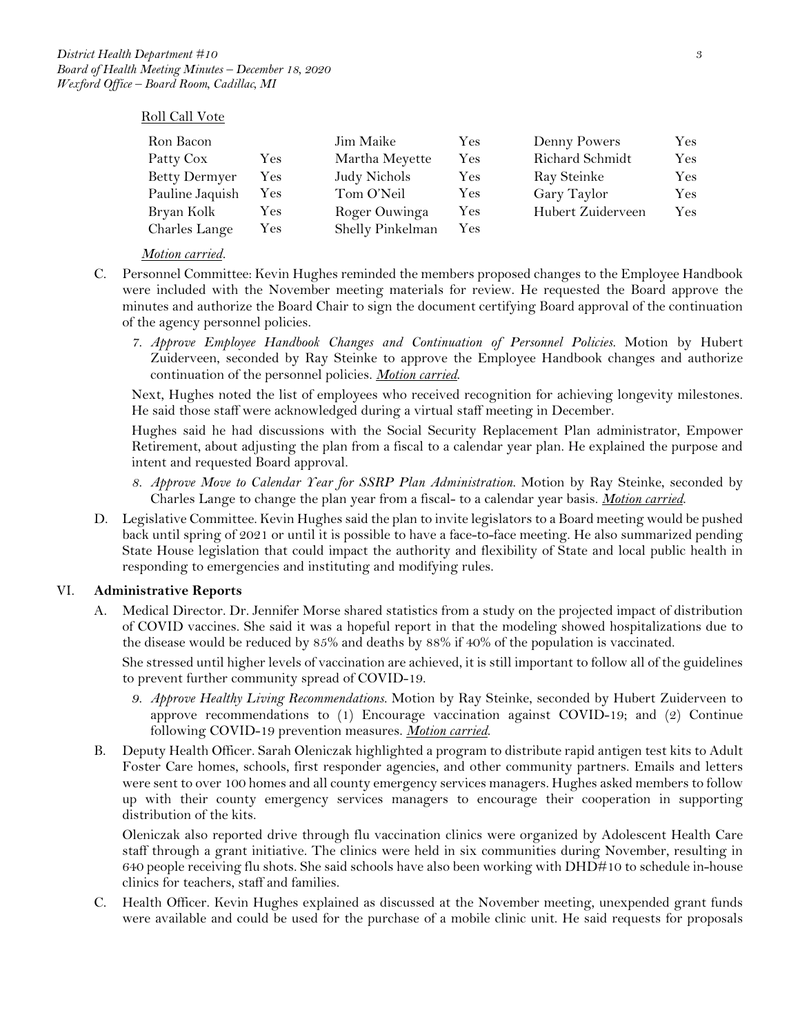Roll Call Vote

| | | | | | |
|---|---|---|---|---|---|
| Ron Bacon | | Jim Maike | Yes | Denny Powers | Yes |
| Patty Cox | Yes | Martha Meyette | Yes | Richard Schmidt | Yes |
| Betty Dermyer | Yes | Judy Nichols | Yes | Ray Steinke | Yes |
| Pauline Jaquish | Yes | Tom O'Neil | Yes | Gary Taylor | Yes |
| Bryan Kolk | Yes | Roger Ouwinga | Yes | Hubert Zuiderveen | Yes |
| Charles Lange | Yes | Shelly Pinkelman | Yes | | |

*Motion carried.*

C. Personnel Committee: Kevin Hughes reminded the members proposed changes to the Employee Handbook were included with the November meeting materials for review. He requested the Board approve the minutes and authorize the Board Chair to sign the document certifying Board approval of the continuation of the agency personnel policies.

   7. *Approve Employee Handbook Changes and Continuation of Personnel Policies.* Motion by Hubert Zuiderveen, seconded by Ray Steinke to approve the Employee Handbook changes and authorize continuation of the personnel policies. ***Motion carried.***

   Next, Hughes noted the list of employees who received recognition for achieving longevity milestones. He said those staff were acknowledged during a virtual staff meeting in December.

   Hughes said he had discussions with the Social Security Replacement Plan administrator, Empower Retirement, about adjusting the plan from a fiscal to a calendar year plan. He explained the purpose and intent and requested Board approval.

   8. *Approve Move to Calendar Year for SSRP Plan Administration.* Motion by Ray Steinke, seconded by Charles Lange to change the plan year from a fiscal- to a calendar year basis. ***Motion carried.***

D. Legislative Committee. Kevin Hughes said the plan to invite legislators to a Board meeting would be pushed back until spring of 2021 or until it is possible to have a face-to-face meeting. He also summarized pending State House legislation that could impact the authority and flexibility of State and local public health in responding to emergencies and instituting and modifying rules.

VI. **Administrative Reports**

A. Medical Director. Dr. Jennifer Morse shared statistics from a study on the projected impact of distribution of COVID vaccines. She said it was a hopeful report in that the modeling showed hospitalizations due to the disease would be reduced by 85% and deaths by 88% if 40% of the population is vaccinated.

   She stressed until higher levels of vaccination are achieved, it is still important to follow all of the guidelines to prevent further community spread of COVID-19.

   9. *Approve Healthy Living Recommendations.* Motion by Ray Steinke, seconded by Hubert Zuiderveen to approve recommendations to (1) Encourage vaccination against COVID-19; and (2) Continue following COVID-19 prevention measures. ***Motion carried.***

B. Deputy Health Officer. Sarah Oleniczak highlighted a program to distribute rapid antigen test kits to Adult Foster Care homes, schools, first responder agencies, and other community partners. Emails and letters were sent to over 100 homes and all county emergency services managers. Hughes asked members to follow up with their county emergency services managers to encourage their cooperation in supporting distribution of the kits.

   Oleniczak also reported drive through flu vaccination clinics were organized by Adolescent Health Care staff through a grant initiative. The clinics were held in six communities during November, resulting in 640 people receiving flu shots. She said schools have also been working with DHD#10 to schedule in-house clinics for teachers, staff and families.

C. Health Officer. Kevin Hughes explained as discussed at the November meeting, unexpended grant funds were available and could be used for the purchase of a mobile clinic unit. He said requests for proposals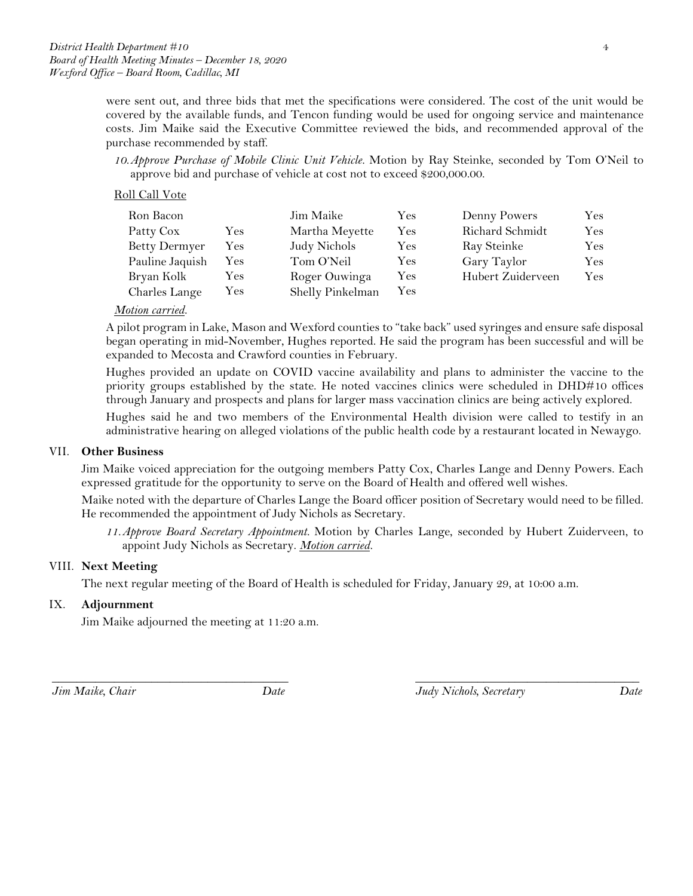were sent out, and three bids that met the specifications were considered. The cost of the unit would be covered by the available funds, and Tencon funding would be used for ongoing service and maintenance costs. Jim Maike said the Executive Committee reviewed the bids, and recommended approval of the purchase recommended by staff.

10. *Approve Purchase of Mobile Clinic Unit Vehicle.* Motion by Ray Steinke, seconded by Tom O'Neil to approve bid and purchase of vehicle at cost not to exceed $200,000.00.

Roll Call Vote

| | | | | | |
|---|---|---|---|---|---|
| Ron Bacon | | Jim Maike | Yes | Denny Powers | Yes |
| Patty Cox | Yes | Martha Meyette | Yes | Richard Schmidt | Yes |
| Betty Dermyer | Yes | Judy Nichols | Yes | Ray Steinke | Yes |
| Pauline Jaquish | Yes | Tom O'Neil | Yes | Gary Taylor | Yes |
| Bryan Kolk | Yes | Roger Ouwinga | Yes | Hubert Zuiderveen | Yes |
| Charles Lange | Yes | Shelly Pinkelman | Yes | | |

*Motion carried.*

A pilot program in Lake, Mason and Wexford counties to "take back" used syringes and ensure safe disposal began operating in mid-November, Hughes reported. He said the program has been successful and will be expanded to Mecosta and Crawford counties in February.

Hughes provided an update on COVID vaccine availability and plans to administer the vaccine to the priority groups established by the state. He noted vaccines clinics were scheduled in DHD#10 offices through January and prospects and plans for larger mass vaccination clinics are being actively explored.

Hughes said he and two members of the Environmental Health division were called to testify in an administrative hearing on alleged violations of the public health code by a restaurant located in Newaygo.

## VII. Other Business

Jim Maike voiced appreciation for the outgoing members Patty Cox, Charles Lange and Denny Powers. Each expressed gratitude for the opportunity to serve on the Board of Health and offered well wishes.

Maike noted with the departure of Charles Lange the Board officer position of Secretary would need to be filled. He recommended the appointment of Judy Nichols as Secretary.

11. *Approve Board Secretary Appointment.* Motion by Charles Lange, seconded by Hubert Zuiderveen, to appoint Judy Nichols as Secretary. *Motion carried.*

## VIII. Next Meeting

The next regular meeting of the Board of Health is scheduled for Friday, January 29, at 10:00 a.m.

## IX. Adjournment

Jim Maike adjourned the meeting at 11:20 a.m.

\_\_\_\_\_\_\_\_\_\_\_\_\_\_\_\_\_\_\_\_\_\_\_\_\_\_\_\_\_\_\_\_\_\_\_\_\_\_\_\_

*Jim Maike, Chair* *Date*

\_\_\_\_\_\_\_\_\_\_\_\_\_\_\_\_\_\_\_\_\_\_\_\_\_\_\_\_\_\_\_\_\_\_\_\_\_\_\_\_

*Judy Nichols, Secretary* *Date*